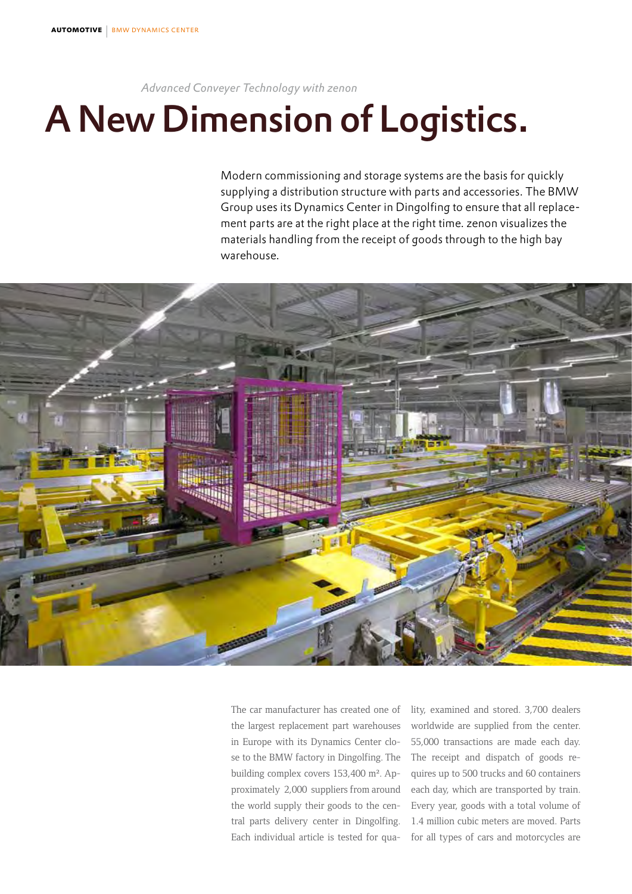*Advanced Conveyer Technology with zenon*

# A New Dimension of Logistics.

Modern commissioning and storage systems are the basis for quickly supplying a distribution structure with parts and accessories. The BMW Group uses its Dynamics Center in Dingolfing to ensure that all replacement parts are at the right place at the right time. zenon visualizes the materials handling from the receipt of goods through to the high bay warehouse.

The car manufacturer has created one of the largest replacement part warehouses in Europe with its Dynamics Center close to the BMW factory in Dingolfing. The building complex covers 153,400 m². Approximately 2,000 suppliers from around the world supply their goods to the central parts delivery center in Dingolfing. Each individual article is tested for quality, examined and stored. 3,700 dealers worldwide are supplied from the center. 55,000 transactions are made each day. The receipt and dispatch of goods requires up to 500 trucks and 60 containers each day, which are transported by train. Every year, goods with a total volume of 1.4 million cubic meters are moved. Parts for all types of cars and motorcycles are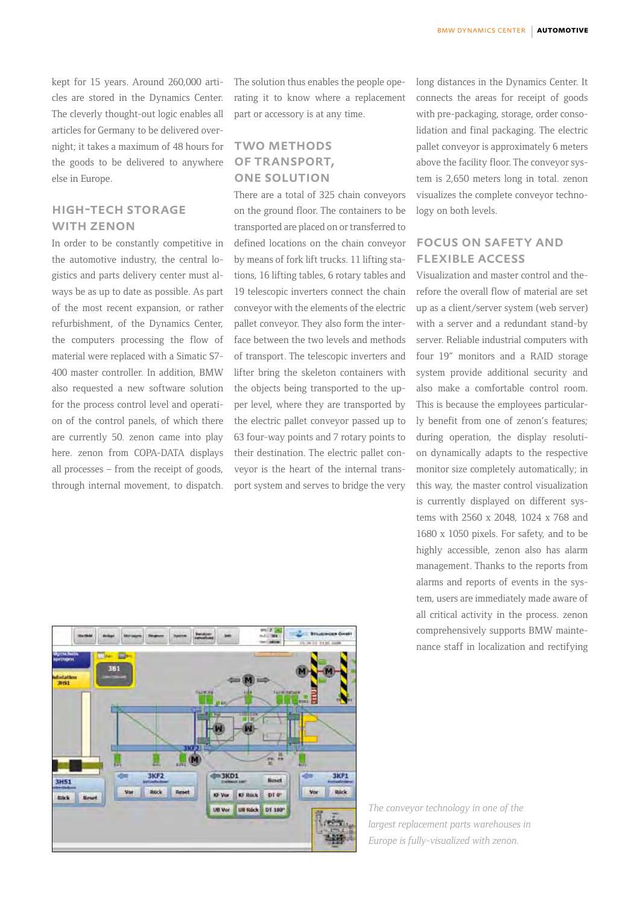kept for 15 years. Around 260,000 articles are stored in the Dynamics Center. The cleverly thought-out logic enables all articles for Germany to be delivered overnight; it takes a maximum of 48 hours for the goods to be delivered to anywhere else in Europe.

## HIGH-TECH STORAGE WITH ZENON

In order to be constantly competitive in the automotive industry, the central logistics and parts delivery center must always be as up to date as possible. As part of the most recent expansion, or rather refurbishment, of the Dynamics Center, the computers processing the flow of material were replaced with a Simatic S7-400 master controller. In addition, BMW also requested a new software solution for the process control level and operation of the control panels, of which there are currently 50. zenon came into play here. zenon from COPA-DATA displays all processes – from the receipt of goods, through internal movement, to dispatch. The solution thus enables the people operating it to know where a replacement part or accessory is at any time.

## TWO METHODS OF TRANSPORT, ONE SOLUTION

There are a total of 325 chain conveyors on the ground floor. The containers to be transported are placed on or transferred to defined locations on the chain conveyor by means of fork lift trucks. 11 lifting stations, 16 lifting tables, 6 rotary tables and 19 telescopic inverters connect the chain conveyor with the elements of the electric pallet conveyor. They also form the interface between the two levels and methods of transport. The telescopic inverters and lifter bring the skeleton containers with the objects being transported to the upper level, where they are transported by the electric pallet conveyor passed up to 63 four-way points and 7 rotary points to their destination. The electric pallet conveyor is the heart of the internal transport system and serves to bridge the very long distances in the Dynamics Center. It connects the areas for receipt of goods with pre-packaging, storage, order consolidation and final packaging. The electric pallet conveyor is approximately 6 meters above the facility floor. The conveyor system is 2,650 meters long in total. zenon visualizes the complete conveyor technology on both levels.

## FOCUS ON SAFETY AND FLEXIBLE ACCESS

Visualization and master control and therefore the overall flow of material are set up as a client/server system (web server) with a server and a redundant stand-by server. Reliable industrial computers with four 19″ monitors and a RAID storage system provide additional security and also make a comfortable control room. This is because the employees particularly benefit from one of zenon's features; during operation, the display resolution dynamically adapts to the respective monitor size completely automatically; in this way, the master control visualization is currently displayed on different systems with 2560 x 2048, 1024 x 768 and 1680 x 1050 pixels. For safety, and to be highly accessible, zenon also has alarm management. Thanks to the reports from alarms and reports of events in the system, users are immediately made aware of all critical activity in the process. zenon comprehensively supports BMW maintenance staff in localization and rectifying

*The conveyor technology in one of the largest replacement parts warehouses in Europe is fully-visualized with zenon.*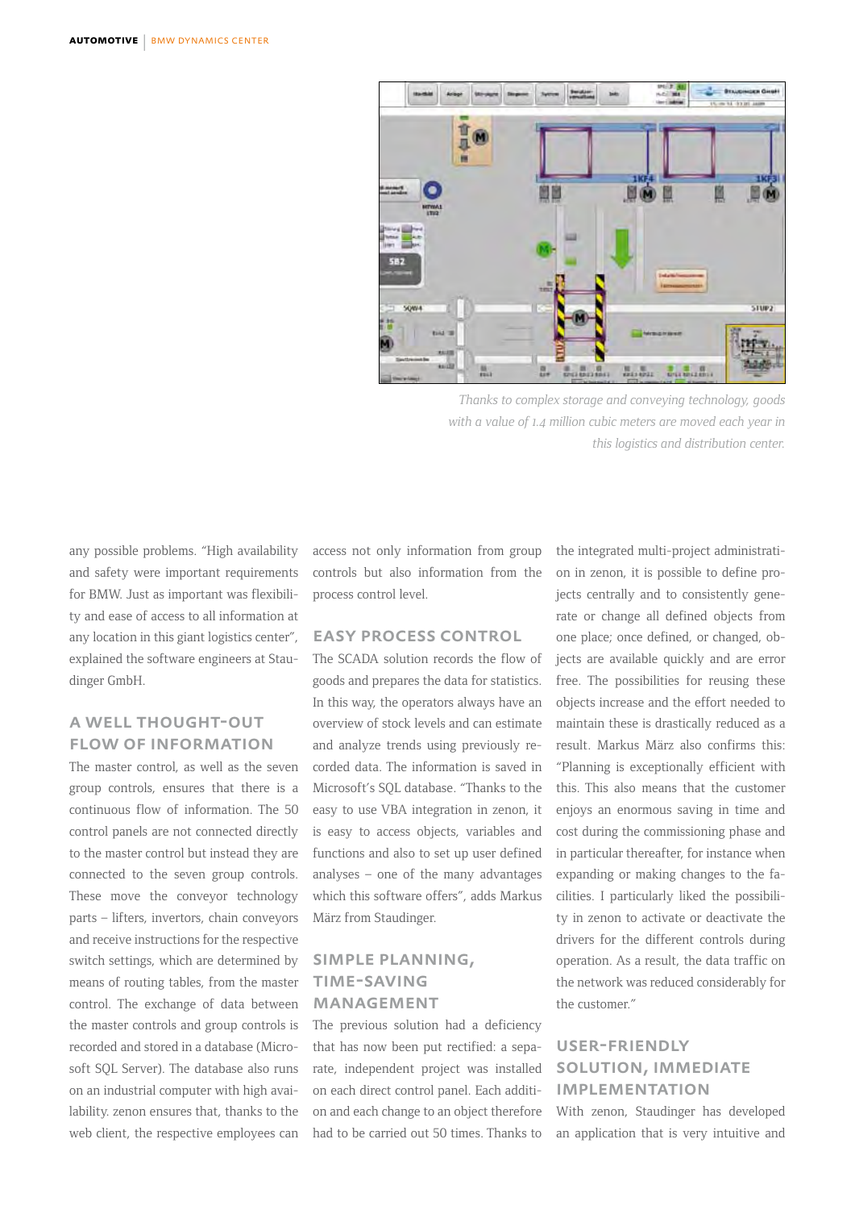*Thanks to complex storage and conveying technology, goods with a value of 1.4 million cubic meters are moved each year in this logistics and distribution center.*

any possible problems. "High availability and safety were important requirements for BMW. Just as important was flexibility and ease of access to all information at any location in this giant logistics center", explained the software engineers at Staudinger GmbH.

## A WELL THOUGHT-OUT FLOW OF INFORMATION

The master control, as well as the seven group controls, ensures that there is a continuous flow of information. The 50 control panels are not connected directly to the master control but instead they are connected to the seven group controls. These move the conveyor technology parts – lifters, invertors, chain conveyors and receive instructions for the respective switch settings, which are determined by means of routing tables, from the master control. The exchange of data between the master controls and group controls is recorded and stored in a database (Microsoft SQL Server). The database also runs on an industrial computer with high availability. zenon ensures that, thanks to the web client, the respective employees can access not only information from group controls but also information from the process control level.

## EASY PROCESS CONTROL

The SCADA solution records the flow of goods and prepares the data for statistics. In this way, the operators always have an overview of stock levels and can estimate and analyze trends using previously recorded data. The information is saved in Microsoft's SQL database. "Thanks to the easy to use VBA integration in zenon, it is easy to access objects, variables and functions and also to set up user defined analyses – one of the many advantages which this software offers", adds Markus März from Staudinger.

## SIMPLE PLANNING, TIME-SAVING MANAGEMENT

The previous solution had a deficiency that has now been put rectified: a separate, independent project was installed on each direct control panel. Each addition and each change to an object therefore had to be carried out 50 times. Thanks to the integrated multi-project administration in zenon, it is possible to define projects centrally and to consistently generate or change all defined objects from one place; once defined, or changed, objects are available quickly and are error free. The possibilities for reusing these objects increase and the effort needed to maintain these is drastically reduced as a result. Markus März also confirms this: "Planning is exceptionally efficient with this. This also means that the customer enjoys an enormous saving in time and cost during the commissioning phase and in particular thereafter, for instance when expanding or making changes to the facilities. I particularly liked the possibility in zenon to activate or deactivate the drivers for the different controls during operation. As a result, the data traffic on the network was reduced considerably for the customer."

## USER-FRIENDLY SOLUTION, IMMEDIATE IMPLEMENTATION

With zenon, Staudinger has developed an application that is very intuitive and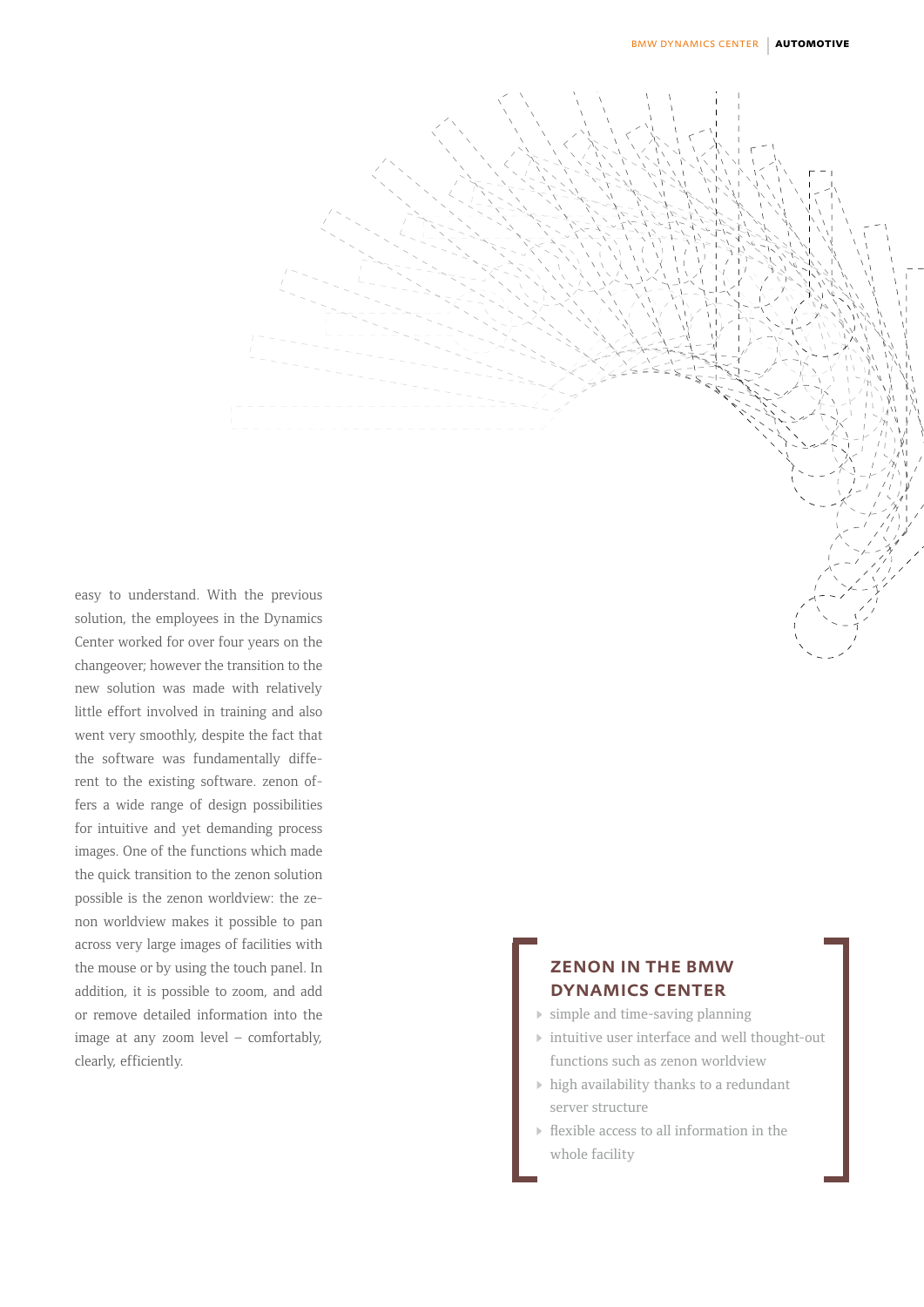easy to understand. With the previous solution, the employees in the Dynamics Center worked for over four years on the changeover; however the transition to the new solution was made with relatively little effort involved in training and also went very smoothly, despite the fact that the software was fundamentally different to the existing software. zenon offers a wide range of design possibilities for intuitive and yet demanding process images. One of the functions which made the quick transition to the zenon solution possible is the zenon worldview: the zenon worldview makes it possible to pan across very large images of facilities with the mouse or by using the touch panel. In addition, it is possible to zoom, and add or remove detailed information into the image at any zoom level – comfortably, clearly, efficiently.

## ZENON IN THE BMW DYNAMICS CENTER

- simple and time-saving planning
- intuitive user interface and well thought-out functions such as zenon worldview
- high availability thanks to a redundant server structure
- flexible access to all information in the whole facility